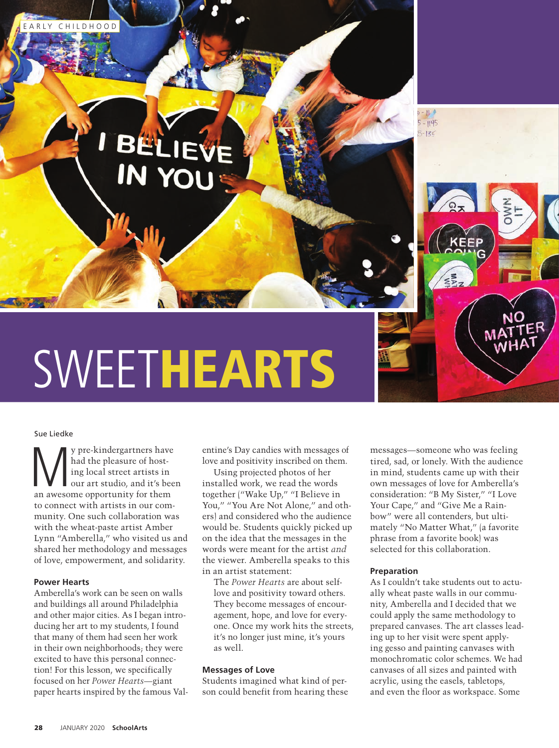EARLY CHILDHOOD

# SWEETHEARTS

Sue Liedke

My pre-kindergartners have had the pleasure of hosting local street artists in our art studio, and it's been an awesome opportunity for them to connect with artists in our community. One such collaboration was with the wheat-paste artist Amber Lynn "Amberella," who visited us and shared her methodology and messages of love, empowerment, and solidarity.

### Power Hearts

Amberella's work can be seen on walls and buildings all around Philadelphia and other major cities. As I began introducing her art to my students, I found that many of them had seen her work in their own neighborhoods; they were excited to have this personal connection! For this lesson, we specifically focused on her *Power Hearts*—giant paper hearts inspired by the famous Valentine's Day candies with messages of love and positivity inscribed on them.

Using projected photos of her installed work, we read the words together ("Wake Up," "I Believe in You," "You Are Not Alone," and others) and considered who the audience would be. Students quickly picked up on the idea that the messages in the words were meant for the artist *and* the viewer. Amberella speaks to this in an artist statement:

> The *Power Hearts* are about self-love and positivity toward others. They become messages of encouragement, hope, and love for everyone. Once my work hits the streets, it's no longer just mine, it's yours as well.

### Messages of Love

Students imagined what kind of person could benefit from hearing these messages—someone who was feeling tired, sad, or lonely. With the audience in mind, students came up with their own messages of love for Amberella's consideration: "B My Sister," "I Love Your Cape," and "Give Me a Rainbow" were all contenders, but ultimately "No Matter What," (a favorite phrase from a favorite book) was selected for this collaboration.

### Preparation

As I couldn't take students out to actually wheat paste walls in our community, Amberella and I decided that we could apply the same methodology to prepared canvases. The art classes leading up to her visit were spent applying gesso and painting canvases with monochromatic color schemes. We had canvases of all sizes and painted with acrylic, using the easels, tabletops, and even the floor as workspace. Some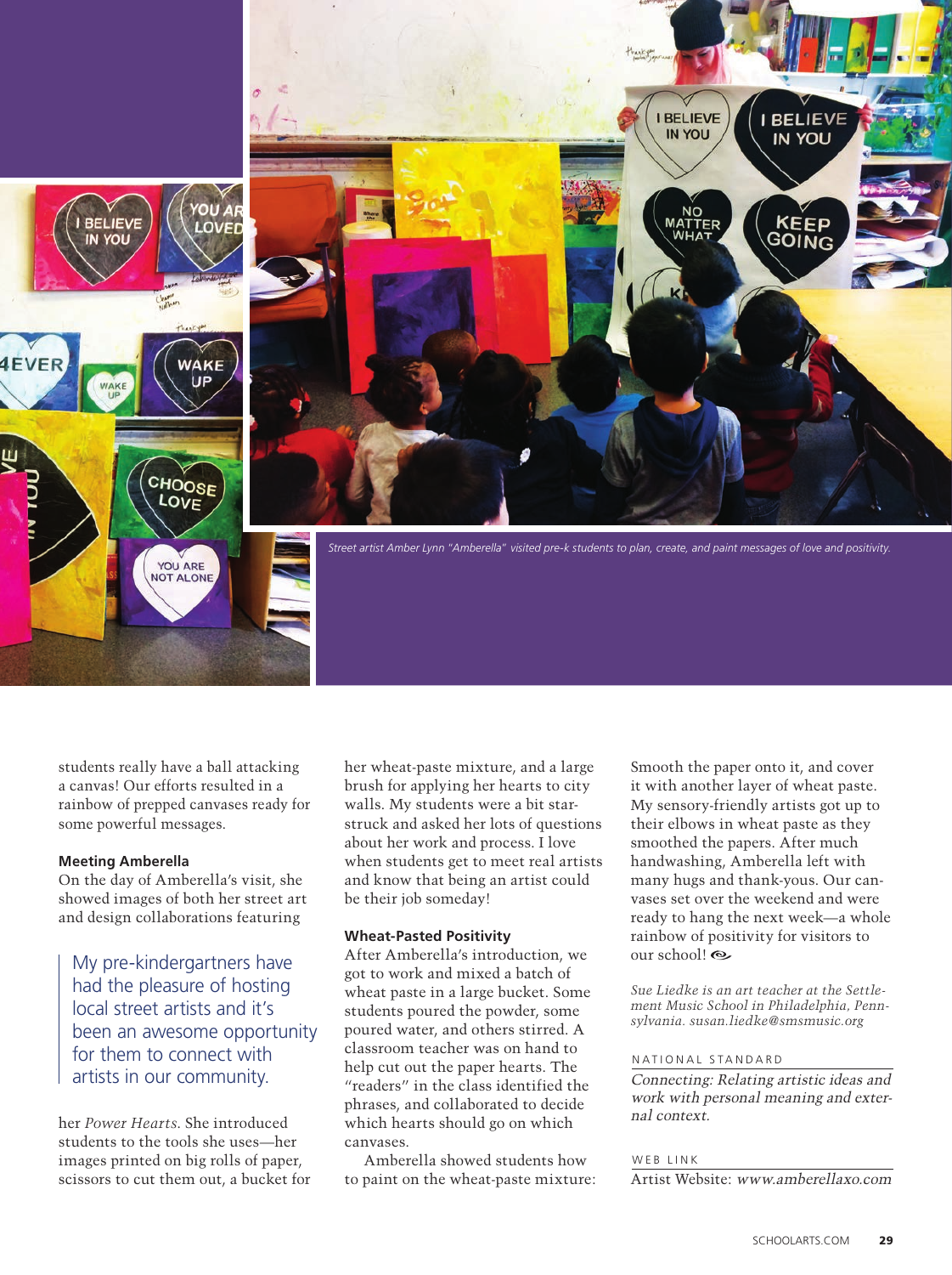Street artist Amber Lynn "Amberella" visited pre-k students to plan, create, and paint messages of love and positivity.

students really have a ball attacking a canvas! Our efforts resulted in a rainbow of prepped canvases ready for some powerful messages.

**Meeting Amberella**

On the day of Amberella's visit, she showed images of both her street art and design collaborations featuring her *Power Hearts*. She introduced students to the tools she uses—her images printed on big rolls of paper, scissors to cut them out, a bucket for her wheat-paste mixture, and a large brush for applying her hearts to city walls. My students were a bit star-struck and asked her lots of questions about her work and process. I love when students get to meet real artists and know that being an artist could be their job someday!

> My pre-kindergartners have had the pleasure of hosting local street artists and it's been an awesome opportunity for them to connect with artists in our community.

**Wheat-Pasted Positivity**

After Amberella's introduction, we got to work and mixed a batch of wheat paste in a large bucket. Some students poured the powder, some poured water, and others stirred. A classroom teacher was on hand to help cut out the paper hearts. The "readers" in the class identified the phrases, and collaborated to decide which hearts should go on which canvases.

Amberella showed students how to paint on the wheat-paste mixture: Smooth the paper onto it, and cover it with another layer of wheat paste. My sensory-friendly artists got up to their elbows in wheat paste as they smoothed the papers. After much handwashing, Amberella left with many hugs and thank-yous. Our canvases set over the weekend and were ready to hang the next week—a whole rainbow of positivity for visitors to our school!

*Sue Liedke is an art teacher at the Settlement Music School in Philadelphia, Pennsylvania. susan.liedke@smsmusic.org*

NATIONAL STANDARD

*Connecting: Relating artistic ideas and work with personal meaning and external context.*

WEB LINK

Artist Website: *www.amberellaxo.com*